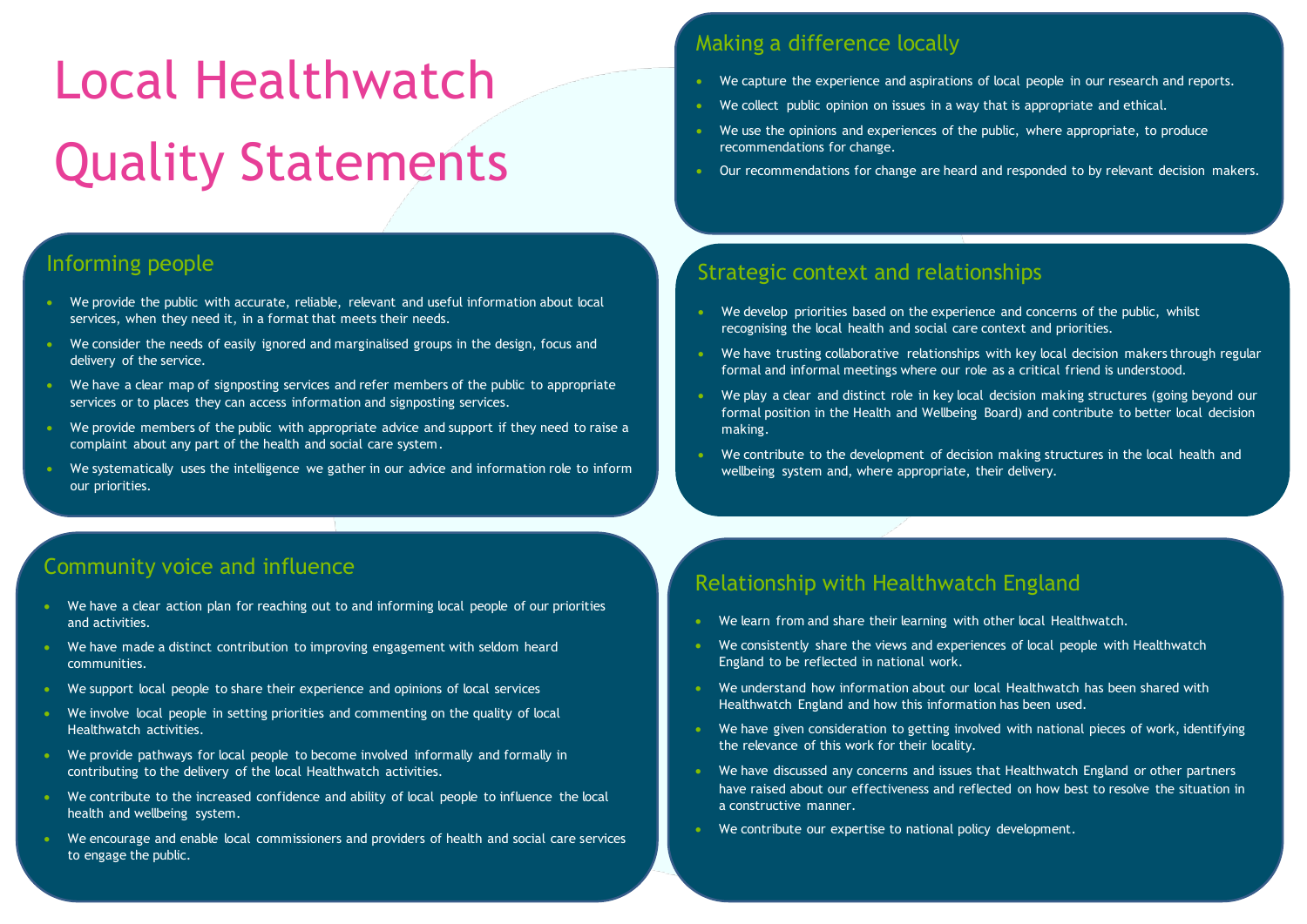# Local Healthwatch Quality Statements

## Informing people

- We provide the public with accurate, reliable, relevant and useful information about local services, when they need it, in a format that meets their needs.
- We consider the needs of easily ignored and marginalised groups in the design, focus and delivery of the service.
- We have a clear map of signposting services and refer members of the public to appropriate services or to places they can access information and signposting services.
- We provide members of the public with appropriate advice and support if they need to raise a complaint about any part of the health and social care system.
- We systematically uses the intelligence we gather in our advice and information role to inform our priorities.

## Community voice and influence

- We have a clear action plan for reaching out to and informing local people of our priorities and activities.
- We have made a distinct contribution to improving engagement with seldom heard communities.
- We support local people to share their experience and opinions of local services
- We involve local people in setting priorities and commenting on the quality of local Healthwatch activities.
- We provide pathways for local people to become involved informally and formally in contributing to the delivery of the local Healthwatch activities.
- We contribute to the increased confidence and ability of local people to influence the local health and wellbeing system.
- We encourage and enable local commissioners and providers of health and social care services to engage the public.

## Making a difference locally

- We capture the experience and aspirations of local people in our research and reports.
- We collect public opinion on issues in a way that is appropriate and ethical.
- We use the opinions and experiences of the public, where appropriate, to produce recommendations for change.
- Our recommendations for change are heard and responded to by relevant decision makers.

## Strategic context and relationships

- We develop priorities based on the experience and concerns of the public, whilst recognising the local health and social care context and priorities.
- We have trusting collaborative relationships with key local decision makers through regular formal and informal meetings where our role as a critical friend is understood.
- We play a clear and distinct role in key local decision making structures (going beyond our formal position in the Health and Wellbeing Board) and contribute to better local decision making.
- We contribute to the development of decision making structures in the local health and wellbeing system and, where appropriate, their delivery.

## Relationship with Healthwatch England

- We learn from and share their learning with other local Healthwatch.
- We consistently share the views and experiences of local people with Healthwatch England to be reflected in national work.
- We understand how information about our local Healthwatch has been shared with Healthwatch England and how this information has been used.
- We have given consideration to getting involved with national pieces of work, identifying the relevance of this work for their locality.
- We have discussed any concerns and issues that Healthwatch England or other partners have raised about our effectiveness and reflected on how best to resolve the situation in a constructive manner.
- We contribute our expertise to national policy development.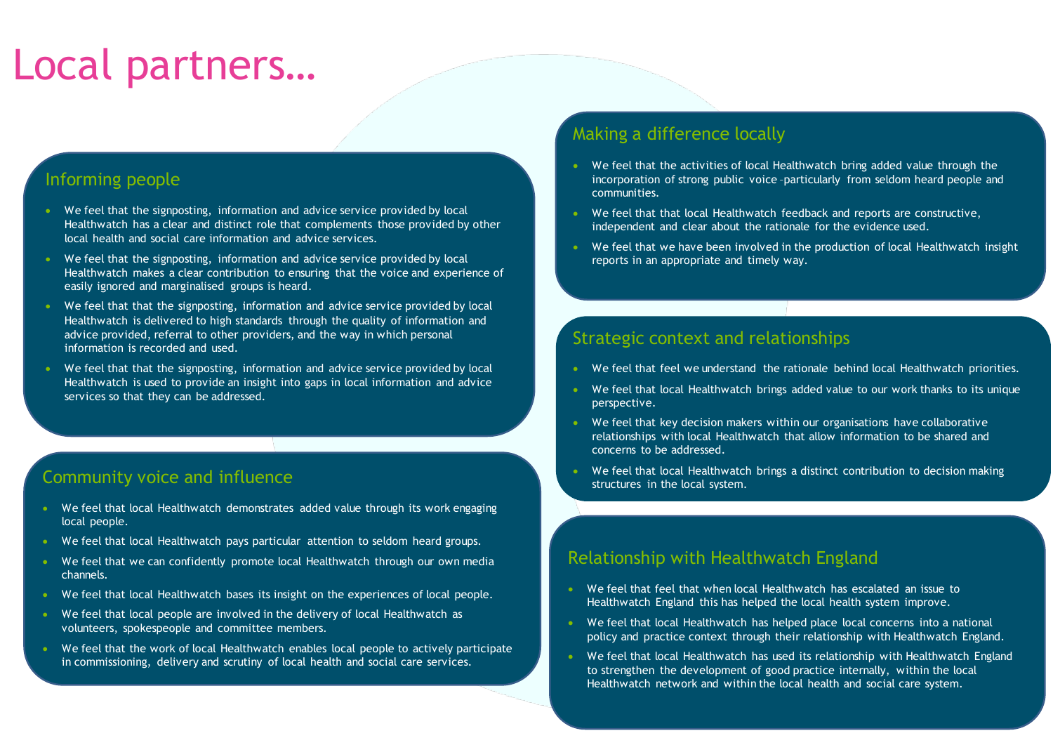# Local partners…

## Informing people

- We feel that the signposting, information and advice service provided by local Healthwatch has a clear and distinct role that complements those provided by other local health and social care information and advice services.
- We feel that the signposting, information and advice service provided by local Healthwatch makes a clear contribution to ensuring that the voice and experience of easily ignored and marginalised groups is heard.
- We feel that that the signposting, information and advice service provided by local Healthwatch is delivered to high standards through the quality of information and advice provided, referral to other providers, and the way in which personal information is recorded and used.
- We feel that that the signposting, information and advice service provided by local Healthwatch is used to provide an insight into gaps in local information and advice services so that they can be addressed.

## Community voice and influence

- We feel that local Healthwatch demonstrates added value through its work engaging local people.
- We feel that local Healthwatch pays particular attention to seldom heard groups.
- We feel that we can confidently promote local Healthwatch through our own media channels.
- We feel that local Healthwatch bases its insight on the experiences of local people.
- We feel that local people are involved in the delivery of local Healthwatch as volunteers, spokespeople and committee members.
- We feel that the work of local Healthwatch enables local people to actively participate in commissioning, delivery and scrutiny of local health and social care services.

## Making a difference locally

- We feel that the activities of local Healthwatch bring added value through the incorporation of strong public voice – particularly from seldom heard people and communities.
- We feel that that local Healthwatch feedback and reports are constructive, independent and clear about the rationale for the evidence used.
- We feel that we have been involved in the production of local Healthwatch insight reports in an appropriate and timely way.

## Strategic context and relationships

- We feel that feel we understand the rationale behind local Healthwatch priorities.
- We feel that local Healthwatch brings added value to our work thanks to its unique perspective.
- We feel that key decision makers within our organisations have collaborative relationships with local Healthwatch that allow information to be shared and concerns to be addressed.
- We feel that local Healthwatch brings a distinct contribution to decision making structures in the local system.

## Relationship with Healthwatch England

- We feel that feel that when local Healthwatch has escalated an issue to Healthwatch England this has helped the local health system improve.
- We feel that local Healthwatch has helped place local concerns into a national policy and practice context through their relationship with Healthwatch England.
- We feel that local Healthwatch has used its relationship with Healthwatch England to strengthen the development of good practice internally, within the local Healthwatch network and within the local health and social care system.